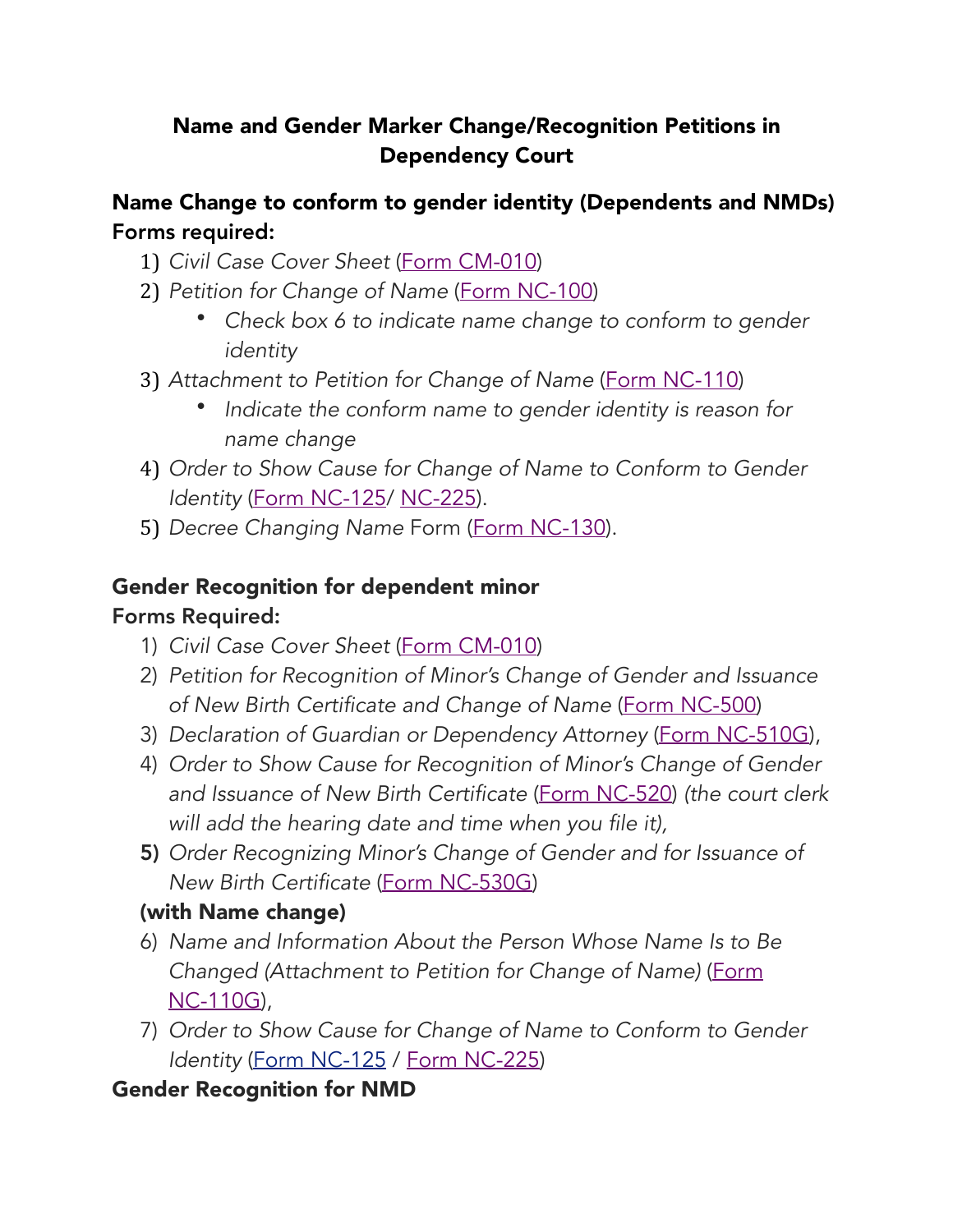# Name and Gender Marker Change/Recognition Petitions in Dependency Court

## Name Change to conform to gender identity (Dependents and NMDs)

## Forms required:

1) *Civil Case Cover Sheet* (Form CM-010)
2) *Petition for Change of Name* (Form NC-100)
   - *Check box 6 to indicate name change to conform to gender identity*
3) *Attachment to Petition for Change of Name* (Form NC-110)
   - *Indicate the conform name to gender identity is reason for name change*
4) *Order to Show Cause for Change of Name to Conform to Gender Identity* (Form NC-125/ NC-225).
5) *Decree Changing Name* Form (Form NC-130).

## Gender Recognition for dependent minor

## Forms Required:

1) *Civil Case Cover Sheet* (Form CM-010)
2) *Petition for Recognition of Minor's Change of Gender and Issuance of New Birth Certificate and Change of Name* (Form NC-500)
3) *Declaration of Guardian or Dependency Attorney* (Form NC-510G),
4) *Order to Show Cause for Recognition of Minor's Change of Gender and Issuance of New Birth Certificate* (Form NC-520) *(the court clerk will add the hearing date and time when you file it),*
5) *Order Recognizing Minor's Change of Gender and for Issuance of New Birth Certificate* (Form NC-530G)

**(with Name change)**

6) *Name and Information About the Person Whose Name Is to Be Changed (Attachment to Petition for Change of Name)* (Form NC-110G),
7) *Order to Show Cause for Change of Name to Conform to Gender Identity* (Form NC-125 / Form NC-225)

## Gender Recognition for NMD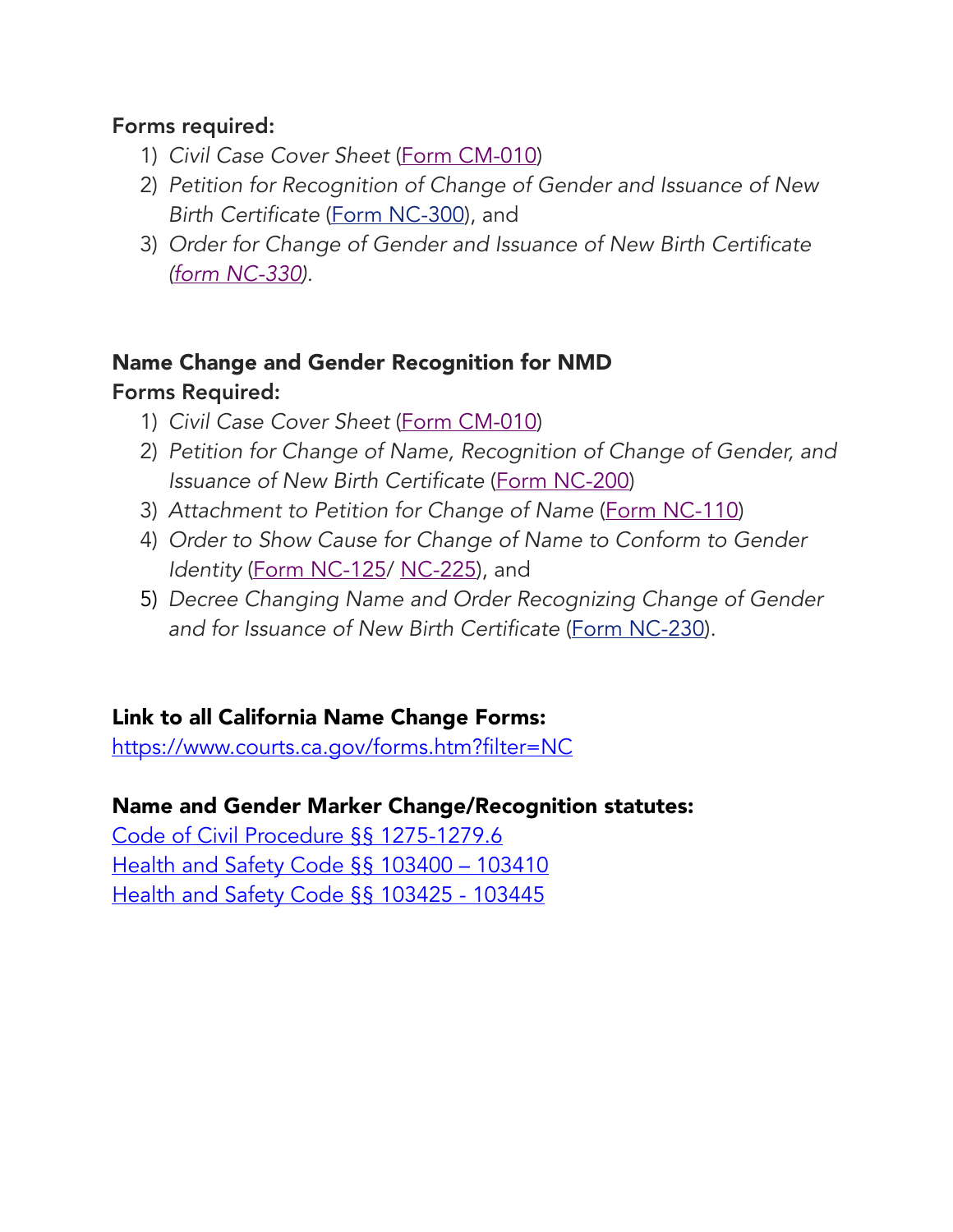**Forms required:**

1) *Civil Case Cover Sheet* (Form CM-010)
2) *Petition for Recognition of Change of Gender and Issuance of New Birth Certificate* (Form NC-300), and
3) *Order for Change of Gender and Issuance of New Birth Certificate (form NC-330).*

**Name Change and Gender Recognition for NMD**

**Forms Required:**

1) *Civil Case Cover Sheet* (Form CM-010)
2) *Petition for Change of Name, Recognition of Change of Gender, and Issuance of New Birth Certificate* (Form NC-200)
3) *Attachment to Petition for Change of Name* (Form NC-110)
4) *Order to Show Cause for Change of Name to Conform to Gender Identity* (Form NC-125/ NC-225), and
5) *Decree Changing Name and Order Recognizing Change of Gender and for Issuance of New Birth Certificate* (Form NC-230).

**Link to all California Name Change Forms:**

https://www.courts.ca.gov/forms.htm?filter=NC

**Name and Gender Marker Change/Recognition statutes:**

Code of Civil Procedure §§ 1275-1279.6

Health and Safety Code §§ 103400 – 103410

Health and Safety Code §§ 103425 - 103445